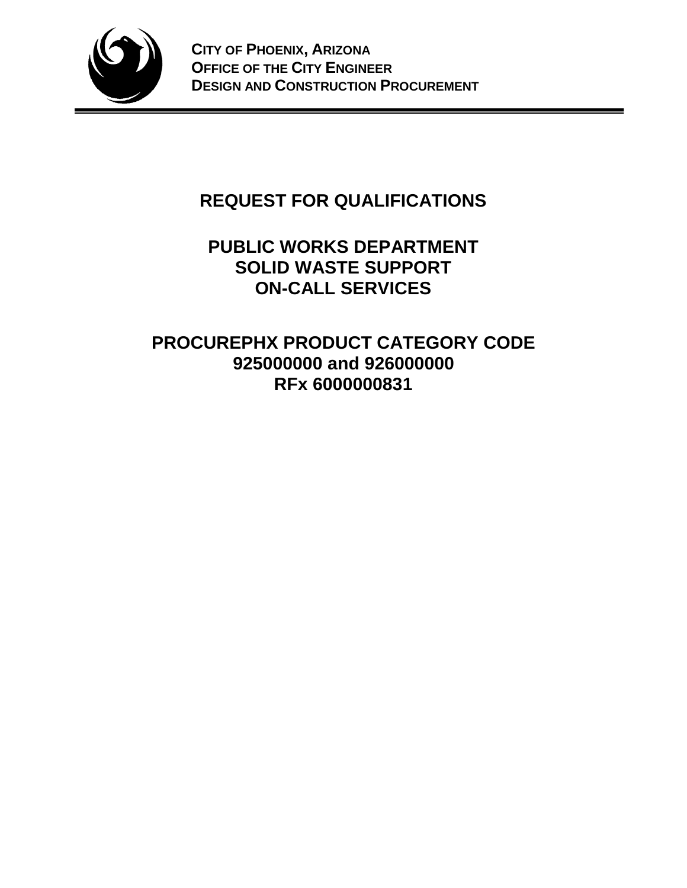**CITY OF PHOENIX, ARIZONA**
**OFFICE OF THE CITY ENGINEER**
**DESIGN AND CONSTRUCTION PROCUREMENT**

# REQUEST FOR QUALIFICATIONS

## PUBLIC WORKS DEPARTMENT
## SOLID WASTE SUPPORT
## ON-CALL SERVICES

## PROCUREPHX PRODUCT CATEGORY CODE
## 925000000 and 926000000
## RFx 6000000831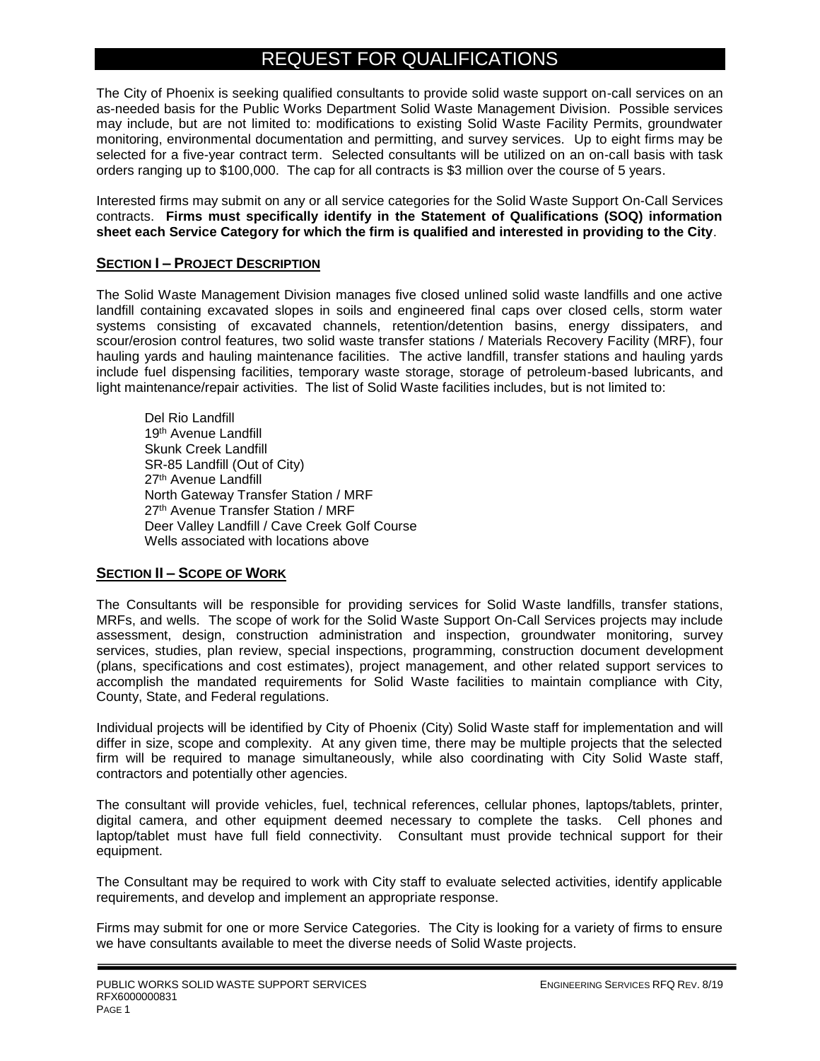# REQUEST FOR QUALIFICATIONS

The City of Phoenix is seeking qualified consultants to provide solid waste support on-call services on an as-needed basis for the Public Works Department Solid Waste Management Division. Possible services may include, but are not limited to: modifications to existing Solid Waste Facility Permits, groundwater monitoring, environmental documentation and permitting, and survey services. Up to eight firms may be selected for a five-year contract term. Selected consultants will be utilized on an on-call basis with task orders ranging up to $100,000. The cap for all contracts is $3 million over the course of 5 years.

Interested firms may submit on any or all service categories for the Solid Waste Support On-Call Services contracts. **Firms must specifically identify in the Statement of Qualifications (SOQ) information sheet each Service Category for which the firm is qualified and interested in providing to the City**.

## SECTION I – PROJECT DESCRIPTION

The Solid Waste Management Division manages five closed unlined solid waste landfills and one active landfill containing excavated slopes in soils and engineered final caps over closed cells, storm water systems consisting of excavated channels, retention/detention basins, energy dissipaters, and scour/erosion control features, two solid waste transfer stations / Materials Recovery Facility (MRF), four hauling yards and hauling maintenance facilities. The active landfill, transfer stations and hauling yards include fuel dispensing facilities, temporary waste storage, storage of petroleum-based lubricants, and light maintenance/repair activities. The list of Solid Waste facilities includes, but is not limited to:

- Del Rio Landfill
- 19th Avenue Landfill
- Skunk Creek Landfill
- SR-85 Landfill (Out of City)
- 27th Avenue Landfill
- North Gateway Transfer Station / MRF
- 27th Avenue Transfer Station / MRF
- Deer Valley Landfill / Cave Creek Golf Course
- Wells associated with locations above

## SECTION II – SCOPE OF WORK

The Consultants will be responsible for providing services for Solid Waste landfills, transfer stations, MRFs, and wells. The scope of work for the Solid Waste Support On-Call Services projects may include assessment, design, construction administration and inspection, groundwater monitoring, survey services, studies, plan review, special inspections, programming, construction document development (plans, specifications and cost estimates), project management, and other related support services to accomplish the mandated requirements for Solid Waste facilities to maintain compliance with City, County, State, and Federal regulations.

Individual projects will be identified by City of Phoenix (City) Solid Waste staff for implementation and will differ in size, scope and complexity. At any given time, there may be multiple projects that the selected firm will be required to manage simultaneously, while also coordinating with City Solid Waste staff, contractors and potentially other agencies.

The consultant will provide vehicles, fuel, technical references, cellular phones, laptops/tablets, printer, digital camera, and other equipment deemed necessary to complete the tasks. Cell phones and laptop/tablet must have full field connectivity. Consultant must provide technical support for their equipment.

The Consultant may be required to work with City staff to evaluate selected activities, identify applicable requirements, and develop and implement an appropriate response.

Firms may submit for one or more Service Categories. The City is looking for a variety of firms to ensure we have consultants available to meet the diverse needs of Solid Waste projects.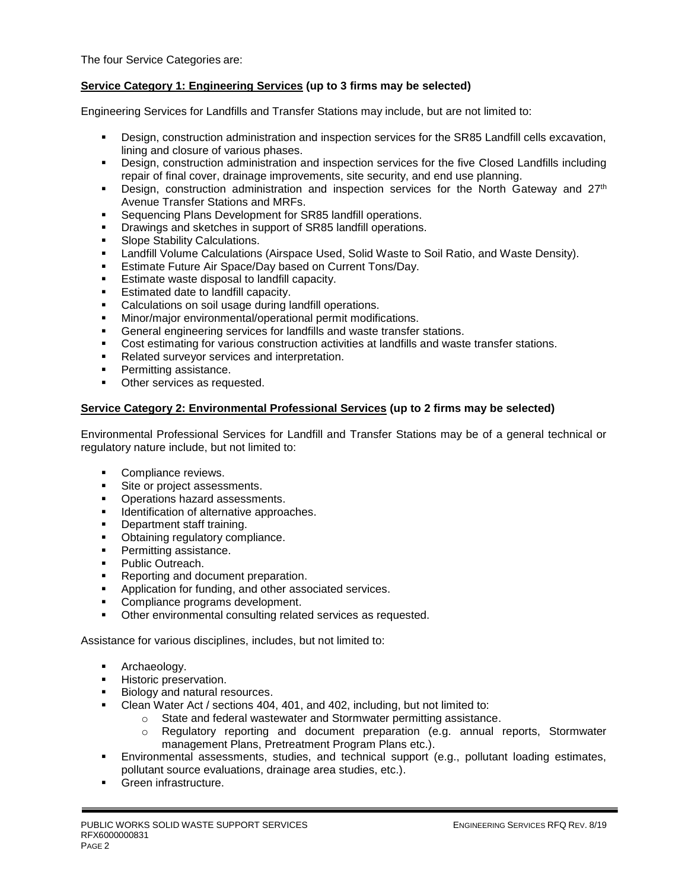The four Service Categories are:

**Service Category 1: Engineering Services (up to 3 firms may be selected)**

Engineering Services for Landfills and Transfer Stations may include, but are not limited to:

- Design, construction administration and inspection services for the SR85 Landfill cells excavation, lining and closure of various phases.
- Design, construction administration and inspection services for the five Closed Landfills including repair of final cover, drainage improvements, site security, and end use planning.
- Design, construction administration and inspection services for the North Gateway and 27th Avenue Transfer Stations and MRFs.
- Sequencing Plans Development for SR85 landfill operations.
- Drawings and sketches in support of SR85 landfill operations.
- Slope Stability Calculations.
- Landfill Volume Calculations (Airspace Used, Solid Waste to Soil Ratio, and Waste Density).
- Estimate Future Air Space/Day based on Current Tons/Day.
- Estimate waste disposal to landfill capacity.
- Estimated date to landfill capacity.
- Calculations on soil usage during landfill operations.
- Minor/major environmental/operational permit modifications.
- General engineering services for landfills and waste transfer stations.
- Cost estimating for various construction activities at landfills and waste transfer stations.
- Related surveyor services and interpretation.
- Permitting assistance.
- Other services as requested.

**Service Category 2: Environmental Professional Services (up to 2 firms may be selected)**

Environmental Professional Services for Landfill and Transfer Stations may be of a general technical or regulatory nature include, but not limited to:

- Compliance reviews.
- Site or project assessments.
- Operations hazard assessments.
- Identification of alternative approaches.
- Department staff training.
- Obtaining regulatory compliance.
- Permitting assistance.
- Public Outreach.
- Reporting and document preparation.
- Application for funding, and other associated services.
- Compliance programs development.
- Other environmental consulting related services as requested.

Assistance for various disciplines, includes, but not limited to:

- Archaeology.
- Historic preservation.
- Biology and natural resources.
- Clean Water Act / sections 404, 401, and 402, including, but not limited to:
  - State and federal wastewater and Stormwater permitting assistance.
  - Regulatory reporting and document preparation (e.g. annual reports, Stormwater management Plans, Pretreatment Program Plans etc.).
- Environmental assessments, studies, and technical support (e.g., pollutant loading estimates, pollutant source evaluations, drainage area studies, etc.).
- Green infrastructure.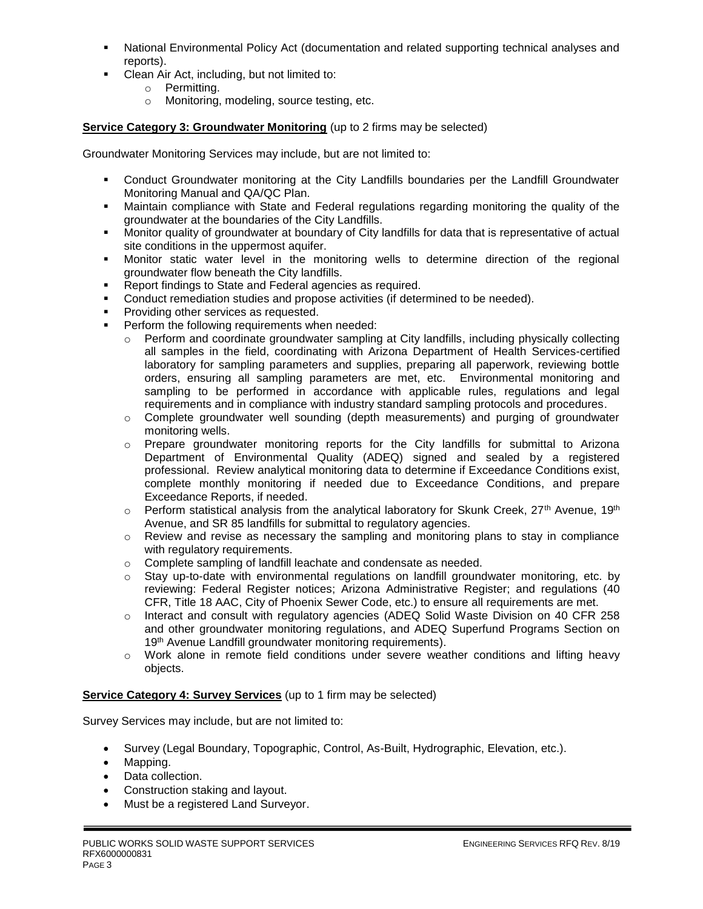- National Environmental Policy Act (documentation and related supporting technical analyses and reports).
- Clean Air Act, including, but not limited to:
  - Permitting.
  - Monitoring, modeling, source testing, etc.

**Service Category 3: Groundwater Monitoring** (up to 2 firms may be selected)

Groundwater Monitoring Services may include, but are not limited to:

- Conduct Groundwater monitoring at the City Landfills boundaries per the Landfill Groundwater Monitoring Manual and QA/QC Plan.
- Maintain compliance with State and Federal regulations regarding monitoring the quality of the groundwater at the boundaries of the City Landfills.
- Monitor quality of groundwater at boundary of City landfills for data that is representative of actual site conditions in the uppermost aquifer.
- Monitor static water level in the monitoring wells to determine direction of the regional groundwater flow beneath the City landfills.
- Report findings to State and Federal agencies as required.
- Conduct remediation studies and propose activities (if determined to be needed).
- Providing other services as requested.
- Perform the following requirements when needed:
  - Perform and coordinate groundwater sampling at City landfills, including physically collecting all samples in the field, coordinating with Arizona Department of Health Services-certified laboratory for sampling parameters and supplies, preparing all paperwork, reviewing bottle orders, ensuring all sampling parameters are met, etc. Environmental monitoring and sampling to be performed in accordance with applicable rules, regulations and legal requirements and in compliance with industry standard sampling protocols and procedures.
  - Complete groundwater well sounding (depth measurements) and purging of groundwater monitoring wells.
  - Prepare groundwater monitoring reports for the City landfills for submittal to Arizona Department of Environmental Quality (ADEQ) signed and sealed by a registered professional. Review analytical monitoring data to determine if Exceedance Conditions exist, complete monthly monitoring if needed due to Exceedance Conditions, and prepare Exceedance Reports, if needed.
  - Perform statistical analysis from the analytical laboratory for Skunk Creek, 27th Avenue, 19th Avenue, and SR 85 landfills for submittal to regulatory agencies.
  - Review and revise as necessary the sampling and monitoring plans to stay in compliance with regulatory requirements.
  - Complete sampling of landfill leachate and condensate as needed.
  - Stay up-to-date with environmental regulations on landfill groundwater monitoring, etc. by reviewing: Federal Register notices; Arizona Administrative Register; and regulations (40 CFR, Title 18 AAC, City of Phoenix Sewer Code, etc.) to ensure all requirements are met.
  - Interact and consult with regulatory agencies (ADEQ Solid Waste Division on 40 CFR 258 and other groundwater monitoring regulations, and ADEQ Superfund Programs Section on 19th Avenue Landfill groundwater monitoring requirements).
  - Work alone in remote field conditions under severe weather conditions and lifting heavy objects.

**Service Category 4: Survey Services** (up to 1 firm may be selected)

Survey Services may include, but are not limited to:

- Survey (Legal Boundary, Topographic, Control, As-Built, Hydrographic, Elevation, etc.).
- Mapping.
- Data collection.
- Construction staking and layout.
- Must be a registered Land Surveyor.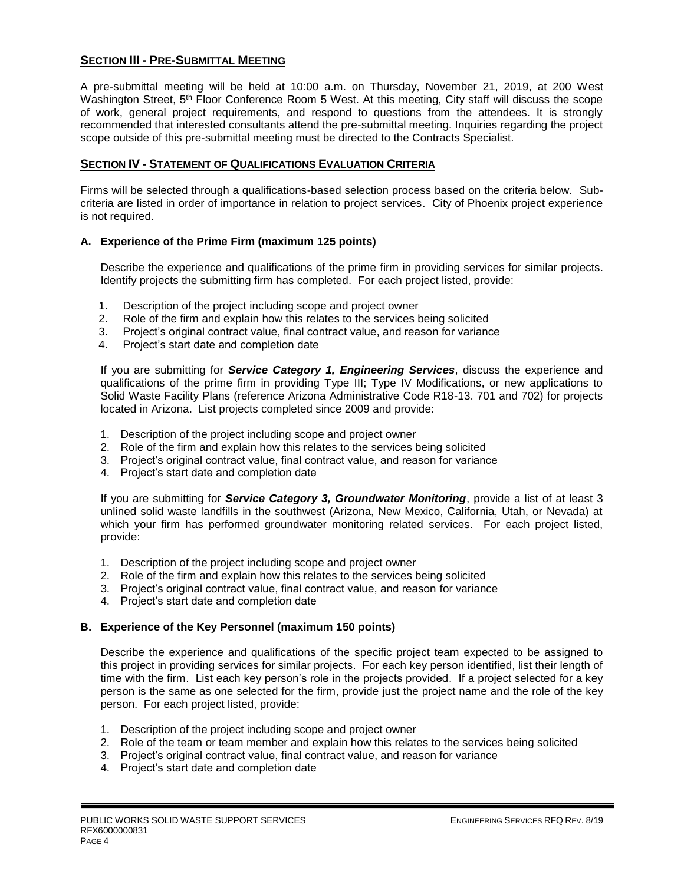## SECTION III - PRE-SUBMITTAL MEETING

A pre-submittal meeting will be held at 10:00 a.m. on Thursday, November 21, 2019, at 200 West Washington Street, 5th Floor Conference Room 5 West. At this meeting, City staff will discuss the scope of work, general project requirements, and respond to questions from the attendees. It is strongly recommended that interested consultants attend the pre-submittal meeting. Inquiries regarding the project scope outside of this pre-submittal meeting must be directed to the Contracts Specialist.

## SECTION IV - STATEMENT OF QUALIFICATIONS EVALUATION CRITERIA

Firms will be selected through a qualifications-based selection process based on the criteria below. Sub-criteria are listed in order of importance in relation to project services. City of Phoenix project experience is not required.

### A. Experience of the Prime Firm (maximum 125 points)

Describe the experience and qualifications of the prime firm in providing services for similar projects. Identify projects the submitting firm has completed. For each project listed, provide:

1. Description of the project including scope and project owner
2. Role of the firm and explain how this relates to the services being solicited
3. Project's original contract value, final contract value, and reason for variance
4. Project's start date and completion date

If you are submitting for ***Service Category 1, Engineering Services***, discuss the experience and qualifications of the prime firm in providing Type III; Type IV Modifications, or new applications to Solid Waste Facility Plans (reference Arizona Administrative Code R18-13. 701 and 702) for projects located in Arizona. List projects completed since 2009 and provide:

1. Description of the project including scope and project owner
2. Role of the firm and explain how this relates to the services being solicited
3. Project's original contract value, final contract value, and reason for variance
4. Project's start date and completion date

If you are submitting for ***Service Category 3, Groundwater Monitoring***, provide a list of at least 3 unlined solid waste landfills in the southwest (Arizona, New Mexico, California, Utah, or Nevada) at which your firm has performed groundwater monitoring related services. For each project listed, provide:

1. Description of the project including scope and project owner
2. Role of the firm and explain how this relates to the services being solicited
3. Project's original contract value, final contract value, and reason for variance
4. Project's start date and completion date

### B. Experience of the Key Personnel (maximum 150 points)

Describe the experience and qualifications of the specific project team expected to be assigned to this project in providing services for similar projects. For each key person identified, list their length of time with the firm. List each key person's role in the projects provided. If a project selected for a key person is the same as one selected for the firm, provide just the project name and the role of the key person. For each project listed, provide:

1. Description of the project including scope and project owner
2. Role of the team or team member and explain how this relates to the services being solicited
3. Project's original contract value, final contract value, and reason for variance
4. Project's start date and completion date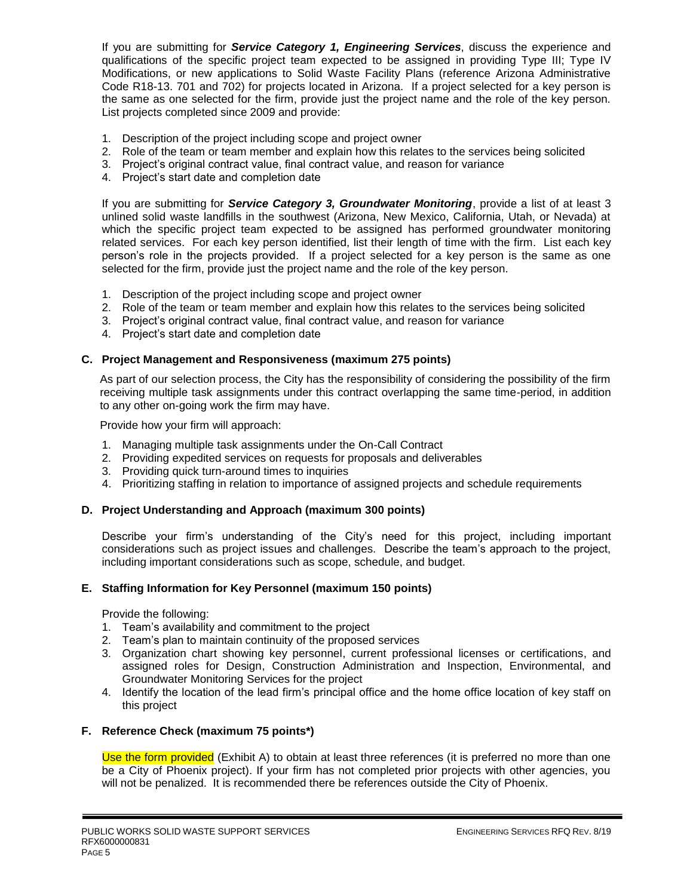If you are submitting for ***Service Category 1, Engineering Services***, discuss the experience and qualifications of the specific project team expected to be assigned in providing Type III; Type IV Modifications, or new applications to Solid Waste Facility Plans (reference Arizona Administrative Code R18-13. 701 and 702) for projects located in Arizona. If a project selected for a key person is the same as one selected for the firm, provide just the project name and the role of the key person. List projects completed since 2009 and provide:

1. Description of the project including scope and project owner
2. Role of the team or team member and explain how this relates to the services being solicited
3. Project's original contract value, final contract value, and reason for variance
4. Project's start date and completion date

If you are submitting for ***Service Category 3, Groundwater Monitoring***, provide a list of at least 3 unlined solid waste landfills in the southwest (Arizona, New Mexico, California, Utah, or Nevada) at which the specific project team expected to be assigned has performed groundwater monitoring related services. For each key person identified, list their length of time with the firm. List each key person's role in the projects provided. If a project selected for a key person is the same as one selected for the firm, provide just the project name and the role of the key person.

1. Description of the project including scope and project owner
2. Role of the team or team member and explain how this relates to the services being solicited
3. Project's original contract value, final contract value, and reason for variance
4. Project's start date and completion date

### C. Project Management and Responsiveness (maximum 275 points)

As part of our selection process, the City has the responsibility of considering the possibility of the firm receiving multiple task assignments under this contract overlapping the same time-period, in addition to any other on-going work the firm may have.

Provide how your firm will approach:

1. Managing multiple task assignments under the On-Call Contract
2. Providing expedited services on requests for proposals and deliverables
3. Providing quick turn-around times to inquiries
4. Prioritizing staffing in relation to importance of assigned projects and schedule requirements

### D. Project Understanding and Approach (maximum 300 points)

Describe your firm's understanding of the City's need for this project, including important considerations such as project issues and challenges. Describe the team's approach to the project, including important considerations such as scope, schedule, and budget.

### E. Staffing Information for Key Personnel (maximum 150 points)

Provide the following:

1. Team's availability and commitment to the project
2. Team's plan to maintain continuity of the proposed services
3. Organization chart showing key personnel, current professional licenses or certifications, and assigned roles for Design, Construction Administration and Inspection, Environmental, and Groundwater Monitoring Services for the project
4. Identify the location of the lead firm's principal office and the home office location of key staff on this project

### F. Reference Check (maximum 75 points*)

Use the form provided (Exhibit A) to obtain at least three references (it is preferred no more than one be a City of Phoenix project). If your firm has not completed prior projects with other agencies, you will not be penalized. It is recommended there be references outside the City of Phoenix.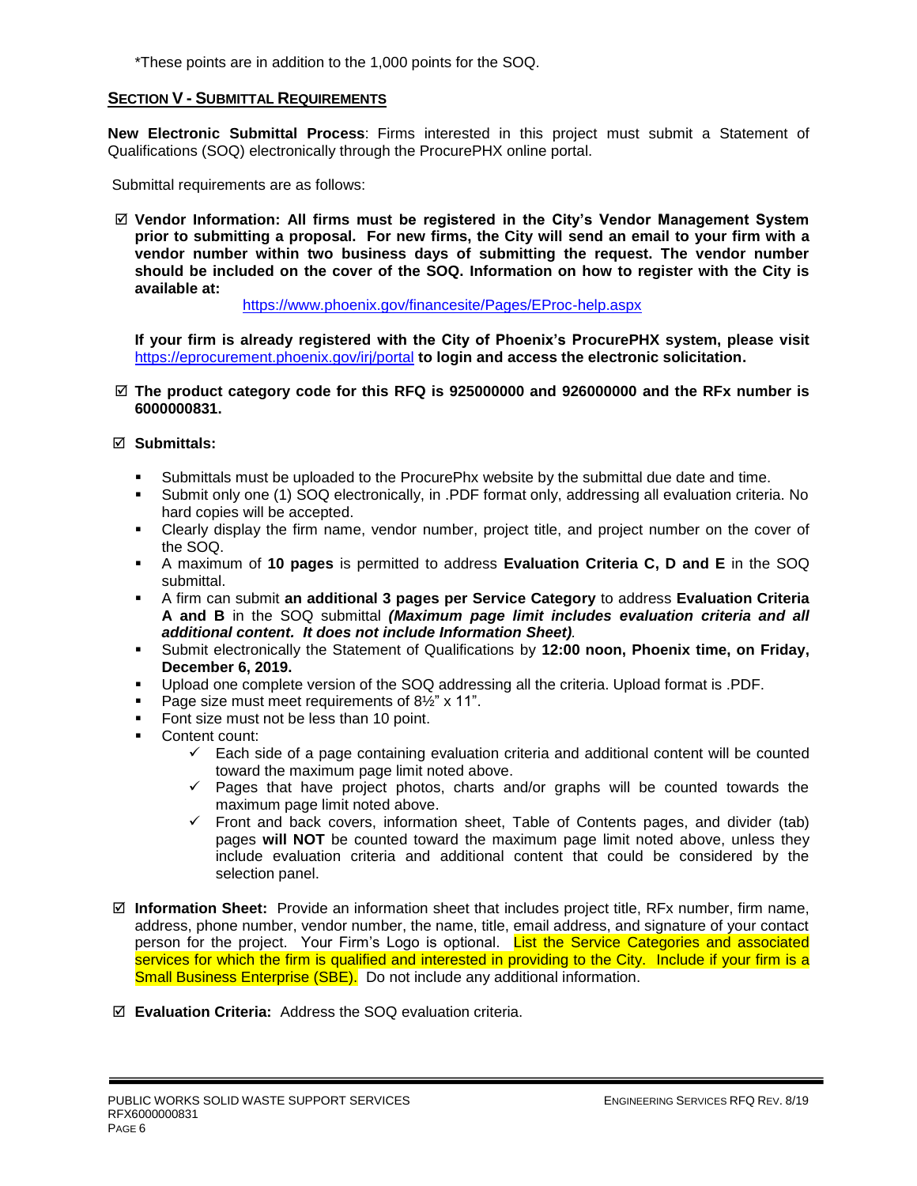*These points are in addition to the 1,000 points for the SOQ.

## SECTION V - SUBMITTAL REQUIREMENTS

**New Electronic Submittal Process**: Firms interested in this project must submit a Statement of Qualifications (SOQ) electronically through the ProcurePHX online portal.

Submittal requirements are as follows:

☑ **Vendor Information: All firms must be registered in the City's Vendor Management System prior to submitting a proposal. For new firms, the City will send an email to your firm with a vendor number within two business days of submitting the request. The vendor number should be included on the cover of the SOQ. Information on how to register with the City is available at:**

https://www.phoenix.gov/financesite/Pages/EProc-help.aspx

**If your firm is already registered with the City of Phoenix's ProcurePHX system, please visit** https://eprocurement.phoenix.gov/irj/portal **to login and access the electronic solicitation.**

☑ **The product category code for this RFQ is 925000000 and 926000000 and the RFx number is 6000000831.**

☑ **Submittals:**

- Submittals must be uploaded to the ProcurePhx website by the submittal due date and time.
- Submit only one (1) SOQ electronically, in .PDF format only, addressing all evaluation criteria. No hard copies will be accepted.
- Clearly display the firm name, vendor number, project title, and project number on the cover of the SOQ.
- A maximum of **10 pages** is permitted to address **Evaluation Criteria C, D and E** in the SOQ submittal.
- A firm can submit **an additional 3 pages per Service Category** to address **Evaluation Criteria A and B** in the SOQ submittal ***(Maximum page limit includes evaluation criteria and all additional content. It does not include Information Sheet)***.
- Submit electronically the Statement of Qualifications by **12:00 noon, Phoenix time, on Friday, December 6, 2019.**
- Upload one complete version of the SOQ addressing all the criteria. Upload format is .PDF.
- Page size must meet requirements of 8½" x 11".
- Font size must not be less than 10 point.
- Content count:
  - ✓ Each side of a page containing evaluation criteria and additional content will be counted toward the maximum page limit noted above.
  - ✓ Pages that have project photos, charts and/or graphs will be counted towards the maximum page limit noted above.
  - ✓ Front and back covers, information sheet, Table of Contents pages, and divider (tab) pages **will NOT** be counted toward the maximum page limit noted above, unless they include evaluation criteria and additional content that could be considered by the selection panel.

☑ **Information Sheet:** Provide an information sheet that includes project title, RFx number, firm name, address, phone number, vendor number, the name, title, email address, and signature of your contact person for the project. Your Firm's Logo is optional. List the Service Categories and associated services for which the firm is qualified and interested in providing to the City. Include if your firm is a Small Business Enterprise (SBE). Do not include any additional information.

☑ **Evaluation Criteria:** Address the SOQ evaluation criteria.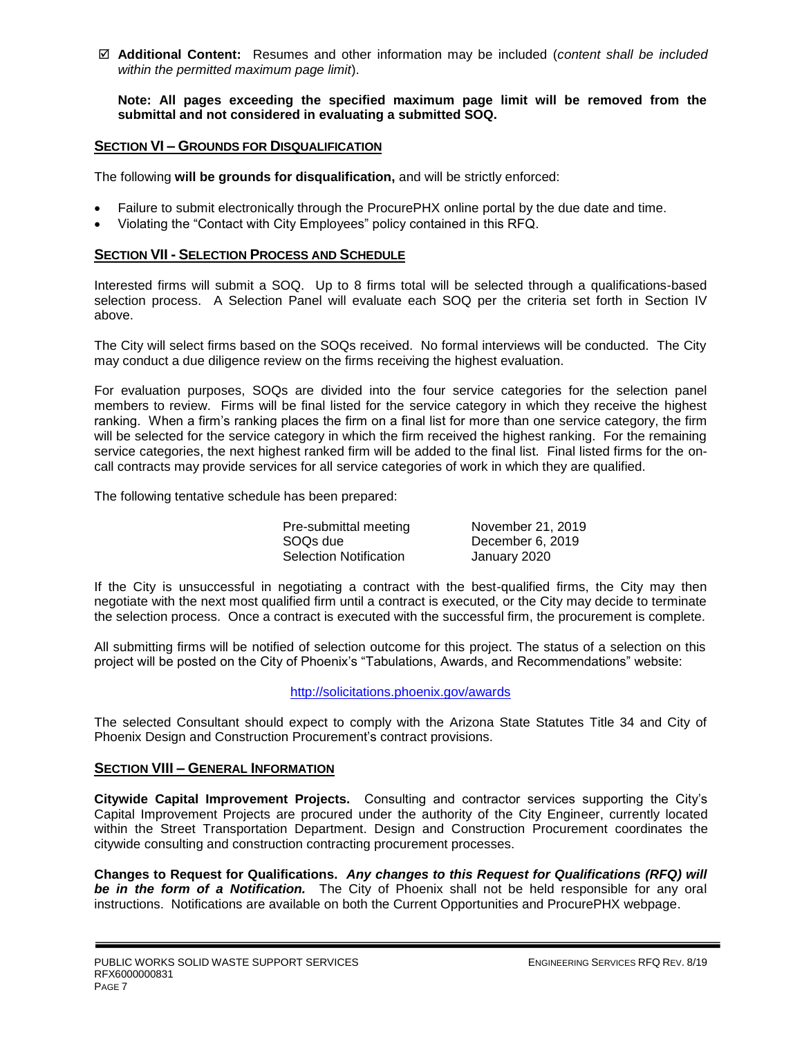☑ **Additional Content:** Resumes and other information may be included (*content shall be included within the permitted maximum page limit*).

**Note: All pages exceeding the specified maximum page limit will be removed from the submittal and not considered in evaluating a submitted SOQ.**

## SECTION VI – GROUNDS FOR DISQUALIFICATION

The following **will be grounds for disqualification,** and will be strictly enforced:

- Failure to submit electronically through the ProcurePHX online portal by the due date and time.
- Violating the "Contact with City Employees" policy contained in this RFQ.

## SECTION VII - SELECTION PROCESS AND SCHEDULE

Interested firms will submit a SOQ. Up to 8 firms total will be selected through a qualifications-based selection process. A Selection Panel will evaluate each SOQ per the criteria set forth in Section IV above.

The City will select firms based on the SOQs received. No formal interviews will be conducted. The City may conduct a due diligence review on the firms receiving the highest evaluation.

For evaluation purposes, SOQs are divided into the four service categories for the selection panel members to review. Firms will be final listed for the service category in which they receive the highest ranking. When a firm's ranking places the firm on a final list for more than one service category, the firm will be selected for the service category in which the firm received the highest ranking. For the remaining service categories, the next highest ranked firm will be added to the final list. Final listed firms for the on-call contracts may provide services for all service categories of work in which they are qualified.

The following tentative schedule has been prepared:

| | |
|---|---|
| Pre-submittal meeting | November 21, 2019 |
| SOQs due | December 6, 2019 |
| Selection Notification | January 2020 |

If the City is unsuccessful in negotiating a contract with the best-qualified firms, the City may then negotiate with the next most qualified firm until a contract is executed, or the City may decide to terminate the selection process. Once a contract is executed with the successful firm, the procurement is complete.

All submitting firms will be notified of selection outcome for this project. The status of a selection on this project will be posted on the City of Phoenix's "Tabulations, Awards, and Recommendations" website:

http://solicitations.phoenix.gov/awards

The selected Consultant should expect to comply with the Arizona State Statutes Title 34 and City of Phoenix Design and Construction Procurement's contract provisions.

## SECTION VIII – GENERAL INFORMATION

**Citywide Capital Improvement Projects.** Consulting and contractor services supporting the City's Capital Improvement Projects are procured under the authority of the City Engineer, currently located within the Street Transportation Department. Design and Construction Procurement coordinates the citywide consulting and construction contracting procurement processes.

**Changes to Request for Qualifications.** ***Any changes to this Request for Qualifications (RFQ) will be in the form of a Notification.*** The City of Phoenix shall not be held responsible for any oral instructions. Notifications are available on both the Current Opportunities and ProcurePHX webpage.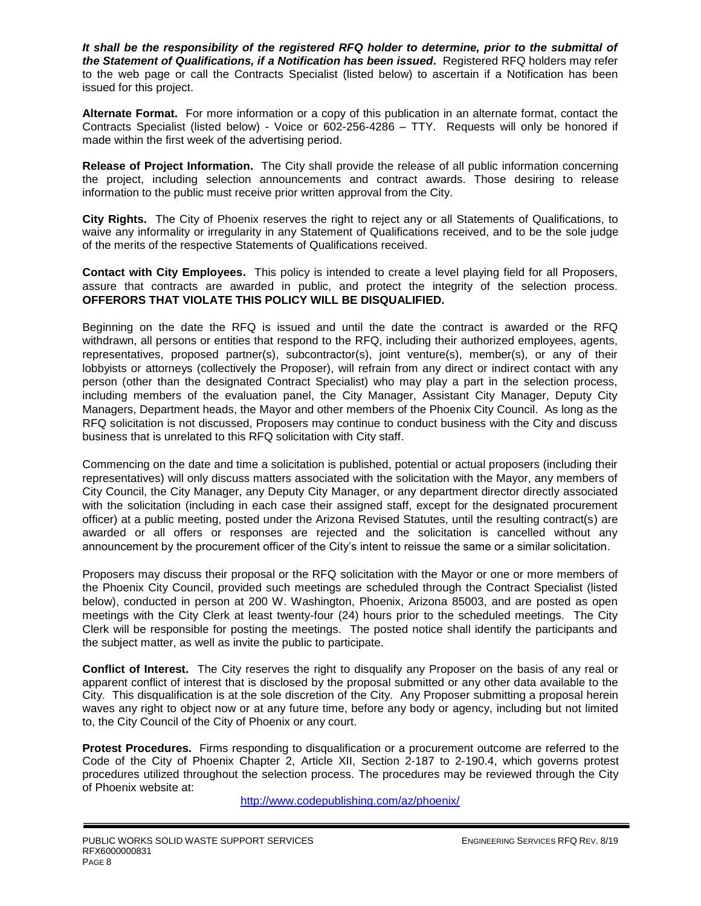***It shall be the responsibility of the registered RFQ holder to determine, prior to the submittal of the Statement of Qualifications, if a Notification has been issued*.** Registered RFQ holders may refer to the web page or call the Contracts Specialist (listed below) to ascertain if a Notification has been issued for this project.

**Alternate Format.** For more information or a copy of this publication in an alternate format, contact the Contracts Specialist (listed below) - Voice or 602-256-4286 – TTY. Requests will only be honored if made within the first week of the advertising period.

**Release of Project Information.** The City shall provide the release of all public information concerning the project, including selection announcements and contract awards. Those desiring to release information to the public must receive prior written approval from the City.

**City Rights.** The City of Phoenix reserves the right to reject any or all Statements of Qualifications, to waive any informality or irregularity in any Statement of Qualifications received, and to be the sole judge of the merits of the respective Statements of Qualifications received.

**Contact with City Employees.** This policy is intended to create a level playing field for all Proposers, assure that contracts are awarded in public, and protect the integrity of the selection process. **OFFERORS THAT VIOLATE THIS POLICY WILL BE DISQUALIFIED.**

Beginning on the date the RFQ is issued and until the date the contract is awarded or the RFQ withdrawn, all persons or entities that respond to the RFQ, including their authorized employees, agents, representatives, proposed partner(s), subcontractor(s), joint venture(s), member(s), or any of their lobbyists or attorneys (collectively the Proposer), will refrain from any direct or indirect contact with any person (other than the designated Contract Specialist) who may play a part in the selection process, including members of the evaluation panel, the City Manager, Assistant City Manager, Deputy City Managers, Department heads, the Mayor and other members of the Phoenix City Council. As long as the RFQ solicitation is not discussed, Proposers may continue to conduct business with the City and discuss business that is unrelated to this RFQ solicitation with City staff.

Commencing on the date and time a solicitation is published, potential or actual proposers (including their representatives) will only discuss matters associated with the solicitation with the Mayor, any members of City Council, the City Manager, any Deputy City Manager, or any department director directly associated with the solicitation (including in each case their assigned staff, except for the designated procurement officer) at a public meeting, posted under the Arizona Revised Statutes, until the resulting contract(s) are awarded or all offers or responses are rejected and the solicitation is cancelled without any announcement by the procurement officer of the City's intent to reissue the same or a similar solicitation.

Proposers may discuss their proposal or the RFQ solicitation with the Mayor or one or more members of the Phoenix City Council, provided such meetings are scheduled through the Contract Specialist (listed below), conducted in person at 200 W. Washington, Phoenix, Arizona 85003, and are posted as open meetings with the City Clerk at least twenty-four (24) hours prior to the scheduled meetings. The City Clerk will be responsible for posting the meetings. The posted notice shall identify the participants and the subject matter, as well as invite the public to participate.

**Conflict of Interest.** The City reserves the right to disqualify any Proposer on the basis of any real or apparent conflict of interest that is disclosed by the proposal submitted or any other data available to the City. This disqualification is at the sole discretion of the City. Any Proposer submitting a proposal herein waves any right to object now or at any future time, before any body or agency, including but not limited to, the City Council of the City of Phoenix or any court.

**Protest Procedures.** Firms responding to disqualification or a procurement outcome are referred to the Code of the City of Phoenix Chapter 2, Article XII, Section 2-187 to 2-190.4, which governs protest procedures utilized throughout the selection process. The procedures may be reviewed through the City of Phoenix website at:

http://www.codepublishing.com/az/phoenix/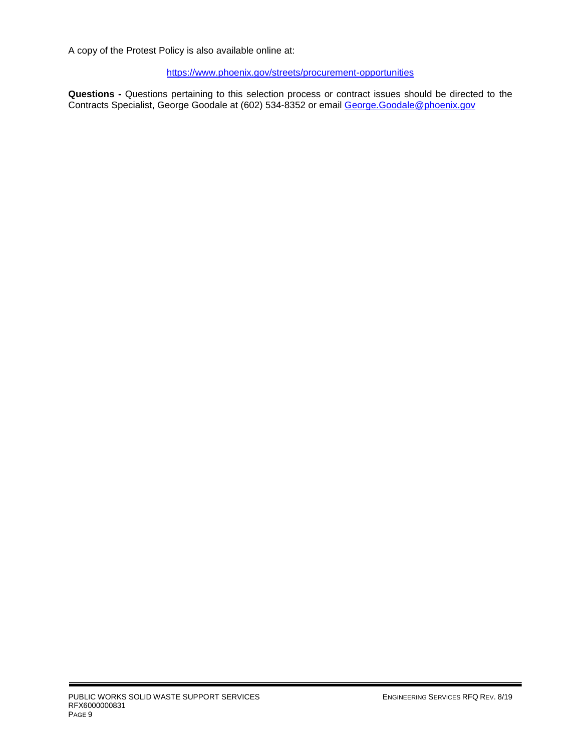A copy of the Protest Policy is also available online at:

https://www.phoenix.gov/streets/procurement-opportunities

**Questions -** Questions pertaining to this selection process or contract issues should be directed to the Contracts Specialist, George Goodale at (602) 534-8352 or email George.Goodale@phoenix.gov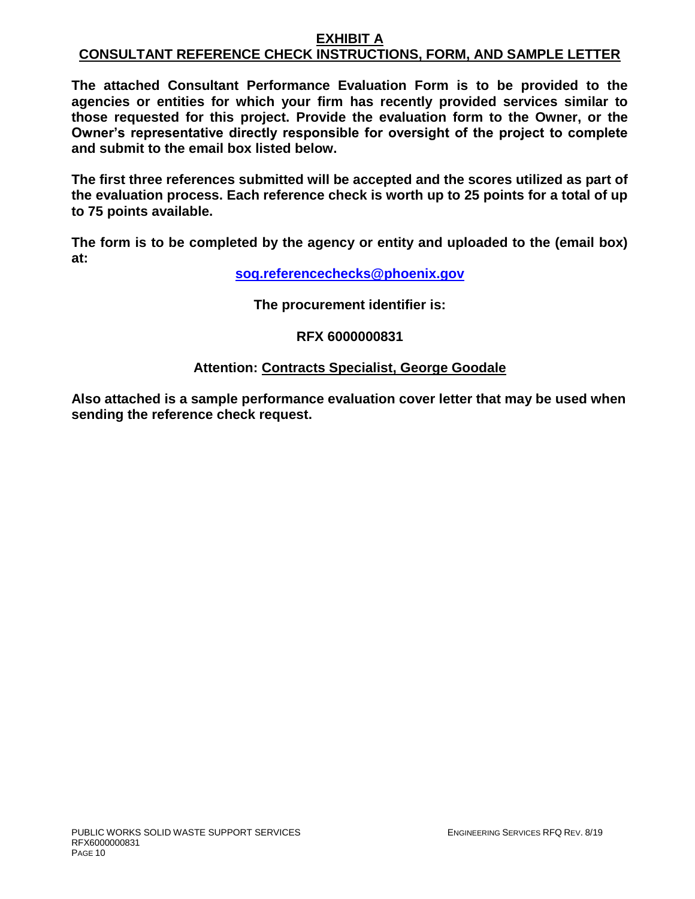# EXHIBIT A

## CONSULTANT REFERENCE CHECK INSTRUCTIONS, FORM, AND SAMPLE LETTER

**The attached Consultant Performance Evaluation Form is to be provided to the agencies or entities for which your firm has recently provided services similar to those requested for this project. Provide the evaluation form to the Owner, or the Owner's representative directly responsible for oversight of the project to complete and submit to the email box listed below.**

**The first three references submitted will be accepted and the scores utilized as part of the evaluation process. Each reference check is worth up to 25 points for a total of up to 75 points available.**

**The form is to be completed by the agency or entity and uploaded to the (email box) at:**

**soq.referencechecks@phoenix.gov**

**The procurement identifier is:**

**RFX 6000000831**

**Attention: Contracts Specialist, George Goodale**

**Also attached is a sample performance evaluation cover letter that may be used when sending the reference check request.**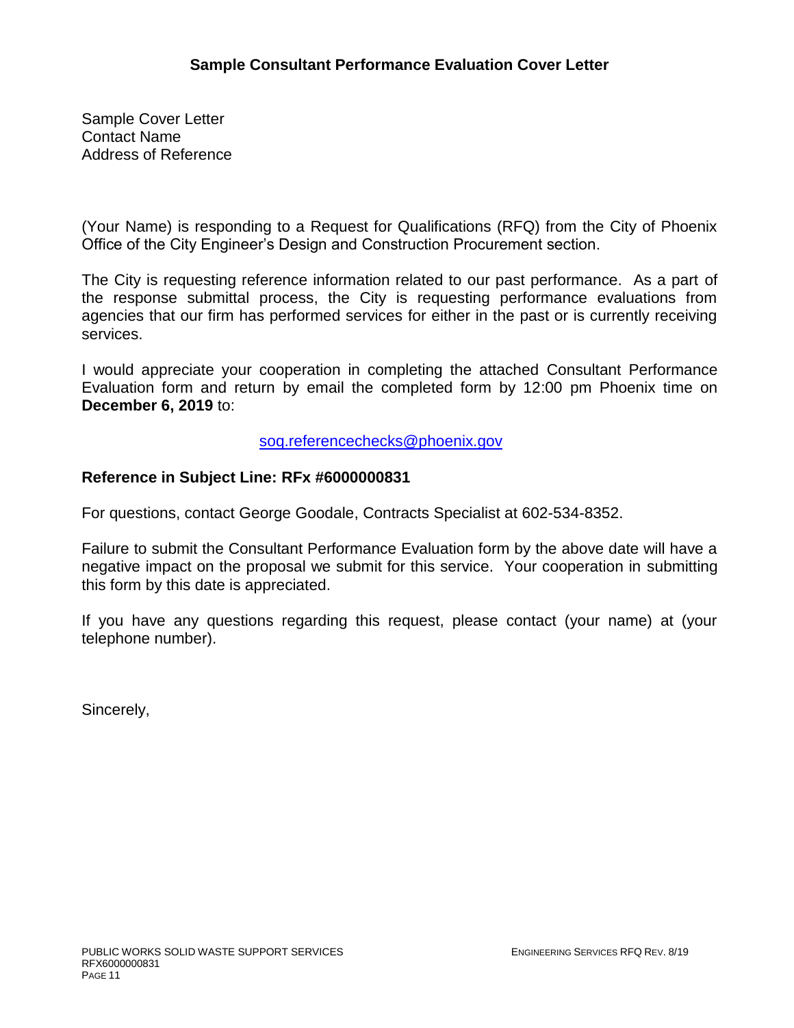## Sample Consultant Performance Evaluation Cover Letter

Sample Cover Letter
Contact Name
Address of Reference

(Your Name) is responding to a Request for Qualifications (RFQ) from the City of Phoenix Office of the City Engineer's Design and Construction Procurement section.

The City is requesting reference information related to our past performance. As a part of the response submittal process, the City is requesting performance evaluations from agencies that our firm has performed services for either in the past or is currently receiving services.

I would appreciate your cooperation in completing the attached Consultant Performance Evaluation form and return by email the completed form by 12:00 pm Phoenix time on **December 6, 2019** to:

soq.referencechecks@phoenix.gov

**Reference in Subject Line: RFx #6000000831**

For questions, contact George Goodale, Contracts Specialist at 602-534-8352.

Failure to submit the Consultant Performance Evaluation form by the above date will have a negative impact on the proposal we submit for this service. Your cooperation in submitting this form by this date is appreciated.

If you have any questions regarding this request, please contact (your name) at (your telephone number).

Sincerely,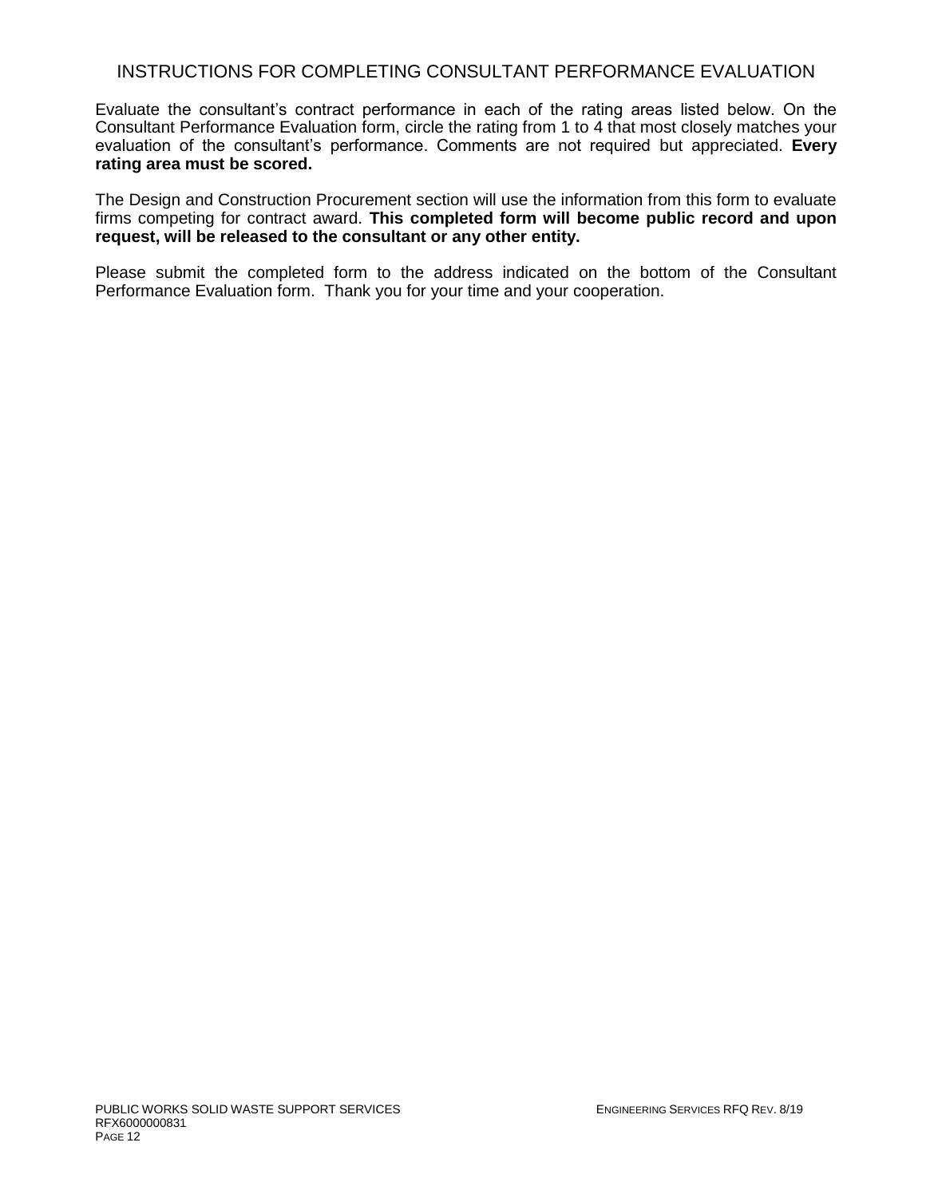# INSTRUCTIONS FOR COMPLETING CONSULTANT PERFORMANCE EVALUATION

Evaluate the consultant's contract performance in each of the rating areas listed below. On the Consultant Performance Evaluation form, circle the rating from 1 to 4 that most closely matches your evaluation of the consultant's performance. Comments are not required but appreciated. **Every rating area must be scored.**

The Design and Construction Procurement section will use the information from this form to evaluate firms competing for contract award. **This completed form will become public record and upon request, will be released to the consultant or any other entity.**

Please submit the completed form to the address indicated on the bottom of the Consultant Performance Evaluation form. Thank you for your time and your cooperation.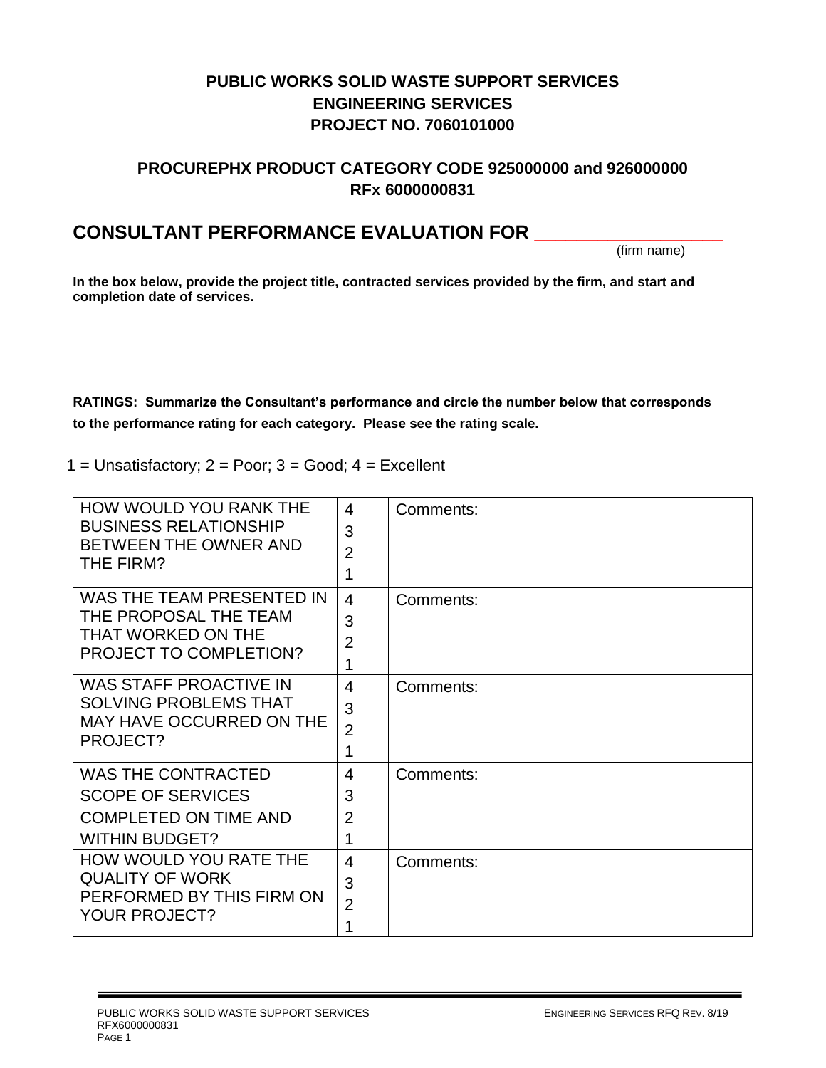**PUBLIC WORKS SOLID WASTE SUPPORT SERVICES**
**ENGINEERING SERVICES**
**PROJECT NO. 7060101000**

**PROCUREPHX PRODUCT CATEGORY CODE 925000000 and 926000000**
**RFx 6000000831**

## CONSULTANT PERFORMANCE EVALUATION FOR ___________________

(firm name)

**In the box below, provide the project title, contracted services provided by the firm, and start and completion date of services.**

| |
|---|
| |

**RATINGS: Summarize the Consultant's performance and circle the number below that corresponds to the performance rating for each category. Please see the rating scale.**

1 = Unsatisfactory; 2 = Poor; 3 = Good; 4 = Excellent

| | | |
|---|---|---|
| HOW WOULD YOU RANK THE BUSINESS RELATIONSHIP BETWEEN THE OWNER AND THE FIRM? | 4<br>3<br>2<br>1 | Comments: |
| WAS THE TEAM PRESENTED IN THE PROPOSAL THE TEAM THAT WORKED ON THE PROJECT TO COMPLETION? | 4<br>3<br>2<br>1 | Comments: |
| WAS STAFF PROACTIVE IN SOLVING PROBLEMS THAT MAY HAVE OCCURRED ON THE PROJECT? | 4<br>3<br>2<br>1 | Comments: |
| WAS THE CONTRACTED SCOPE OF SERVICES COMPLETED ON TIME AND WITHIN BUDGET? | 4<br>3<br>2<br>1 | Comments: |
| HOW WOULD YOU RATE THE QUALITY OF WORK PERFORMED BY THIS FIRM ON YOUR PROJECT? | 4<br>3<br>2<br>1 | Comments: |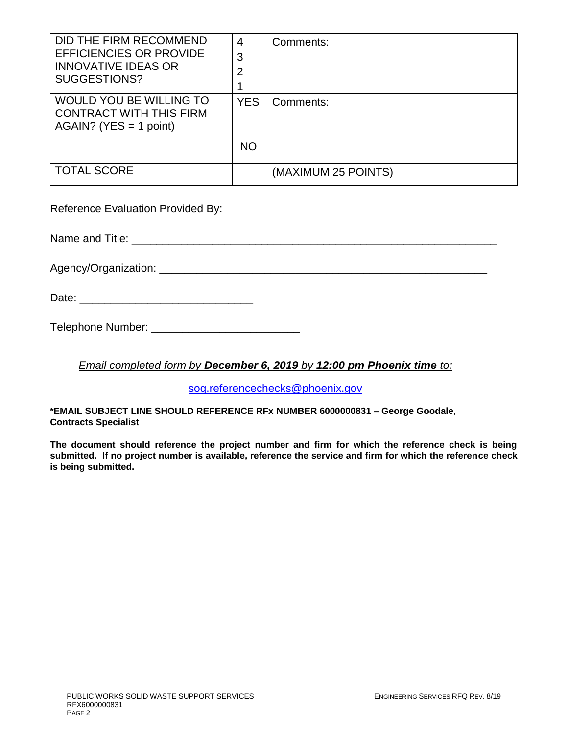| | | |
|---|---|---|
| DID THE FIRM RECOMMEND EFFICIENCIES OR PROVIDE INNOVATIVE IDEAS OR SUGGESTIONS? | 4<br>3<br>2<br>1 | Comments: |
| WOULD YOU BE WILLING TO CONTRACT WITH THIS FIRM AGAIN? (YES = 1 point) | YES<br><br>NO | Comments: |
| TOTAL SCORE | | (MAXIMUM 25 POINTS) |

Reference Evaluation Provided By:

Name and Title: ___________________________________________________________

Agency/Organization: ______________________________________________________

Date: ___________________________

Telephone Number: _______________________

*Email completed form by **December 6, 2019** by **12:00 pm Phoenix time** to:*

soq.referencechecks@phoenix.gov

**\*EMAIL SUBJECT LINE SHOULD REFERENCE RFx NUMBER 6000000831 – George Goodale, Contracts Specialist**

**The document should reference the project number and firm for which the reference check is being submitted. If no project number is available, reference the service and firm for which the reference check is being submitted.**